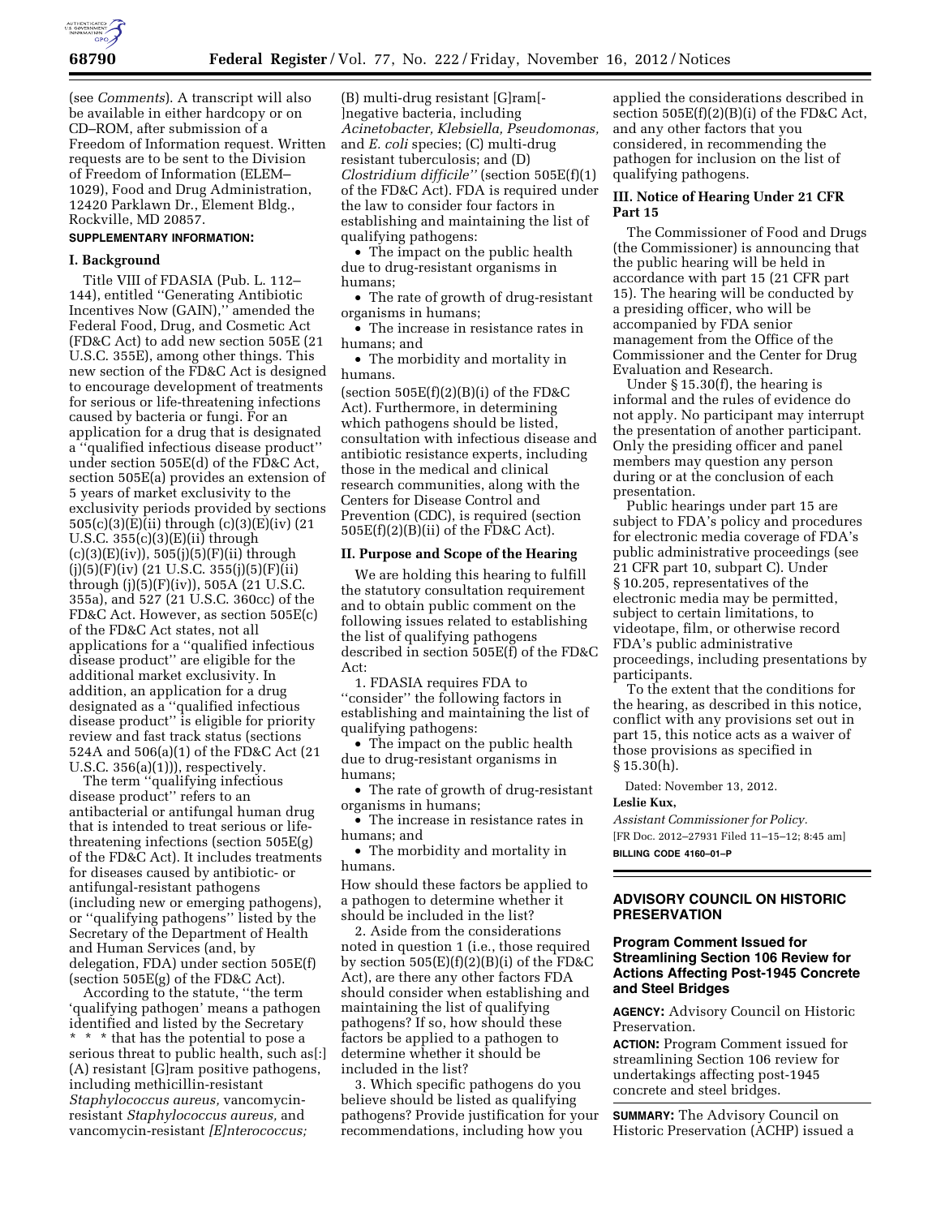(see *Comments*). A transcript will also be available in either hardcopy or on CD–ROM, after submission of a Freedom of Information request. Written requests are to be sent to the Division of Freedom of Information (ELEM–1029), Food and Drug Administration, 12420 Parklawn Dr., Element Bldg., Rockville, MD 20857.

**SUPPLEMENTARY INFORMATION:**

## I. Background

Title VIII of FDASIA (Pub. L. 112–144), entitled ''Generating Antibiotic Incentives Now (GAIN),'' amended the Federal Food, Drug, and Cosmetic Act (FD&C Act) to add new section 505E (21 U.S.C. 355E), among other things. This new section of the FD&C Act is designed to encourage development of treatments for serious or life-threatening infections caused by bacteria or fungi. For an application for a drug that is designated a ''qualified infectious disease product'' under section 505E(d) of the FD&C Act, section 505E(a) provides an extension of 5 years of market exclusivity to the exclusivity periods provided by sections 505(c)(3)(E)(ii) through (c)(3)(E)(iv) (21 U.S.C. 355(c)(3)(E)(ii) through (c)(3)(E)(iv)), 505(j)(5)(F)(ii) through (j)(5)(F)(iv) (21 U.S.C. 355(j)(5)(F)(ii) through (j)(5)(F)(iv)), 505A (21 U.S.C. 355a), and 527 (21 U.S.C. 360cc) of the FD&C Act. However, as section 505E(c) of the FD&C Act states, not all applications for a ''qualified infectious disease product'' are eligible for the additional market exclusivity. In addition, an application for a drug designated as a ''qualified infectious disease product'' is eligible for priority review and fast track status (sections 524A and 506(a)(1) of the FD&C Act (21 U.S.C. 356(a)(1))), respectively.

The term ''qualifying infectious disease product'' refers to an antibacterial or antifungal human drug that is intended to treat serious or life-threatening infections (section 505E(g) of the FD&C Act). It includes treatments for diseases caused by antibiotic- or antifungal-resistant pathogens (including new or emerging pathogens), or ''qualifying pathogens'' listed by the Secretary of the Department of Health and Human Services (and, by delegation, FDA) under section 505E(f) (section 505E(g) of the FD&C Act).

According to the statute, ''the term 'qualifying pathogen' means a pathogen identified and listed by the Secretary * * * that has the potential to pose a serious threat to public health, such as[:] (A) resistant [G]ram positive pathogens, including methicillin-resistant *Staphylococcus aureus,* vancomycin-resistant *Staphylococcus aureus,* and vancomycin-resistant *[E]nterococcus;* (B) multi-drug resistant [G]ram[-]negative bacteria, including *Acinetobacter, Klebsiella, Pseudomonas,* and *E. coli* species; (C) multi-drug resistant tuberculosis; and (D) *Clostridium difficile''* (section 505E(f)(1) of the FD&C Act). FDA is required under the law to consider four factors in establishing and maintaining the list of qualifying pathogens:

- The impact on the public health due to drug-resistant organisms in humans;
- The rate of growth of drug-resistant organisms in humans;
- The increase in resistance rates in humans; and
- The morbidity and mortality in humans.

(section 505E(f)(2)(B)(i) of the FD&C Act). Furthermore, in determining which pathogens should be listed, consultation with infectious disease and antibiotic resistance experts, including those in the medical and clinical research communities, along with the Centers for Disease Control and Prevention (CDC), is required (section 505E(f)(2)(B)(ii) of the FD&C Act).

## II. Purpose and Scope of the Hearing

We are holding this hearing to fulfill the statutory consultation requirement and to obtain public comment on the following issues related to establishing the list of qualifying pathogens described in section 505E(f) of the FD&C Act:

1. FDASIA requires FDA to ''consider'' the following factors in establishing and maintaining the list of qualifying pathogens:

- The impact on the public health due to drug-resistant organisms in humans;
- The rate of growth of drug-resistant organisms in humans;
- The increase in resistance rates in humans; and
- The morbidity and mortality in humans.

How should these factors be applied to a pathogen to determine whether it should be included in the list?

2. Aside from the considerations noted in question 1 (i.e., those required by section 505(E)(f)(2)(B)(i) of the FD&C Act), are there any other factors FDA should consider when establishing and maintaining the list of qualifying pathogens? If so, how should these factors be applied to a pathogen to determine whether it should be included in the list?

3. Which specific pathogens do you believe should be listed as qualifying pathogens? Provide justification for your recommendations, including how you applied the considerations described in section 505E(f)(2)(B)(i) of the FD&C Act, and any other factors that you considered, in recommending the pathogen for inclusion on the list of qualifying pathogens.

## III. Notice of Hearing Under 21 CFR Part 15

The Commissioner of Food and Drugs (the Commissioner) is announcing that the public hearing will be held in accordance with part 15 (21 CFR part 15). The hearing will be conducted by a presiding officer, who will be accompanied by FDA senior management from the Office of the Commissioner and the Center for Drug Evaluation and Research.

Under § 15.30(f), the hearing is informal and the rules of evidence do not apply. No participant may interrupt the presentation of another participant. Only the presiding officer and panel members may question any person during or at the conclusion of each presentation.

Public hearings under part 15 are subject to FDA's policy and procedures for electronic media coverage of FDA's public administrative proceedings (see 21 CFR part 10, subpart C). Under § 10.205, representatives of the electronic media may be permitted, subject to certain limitations, to videotape, film, or otherwise record FDA's public administrative proceedings, including presentations by participants.

To the extent that the conditions for the hearing, as described in this notice, conflict with any provisions set out in part 15, this notice acts as a waiver of those provisions as specified in § 15.30(h).

Dated: November 13, 2012.

**Leslie Kux,**

*Assistant Commissioner for Policy.*

[FR Doc. 2012–27931 Filed 11–15–12; 8:45 am]

**BILLING CODE 4160–01–P**

---

# ADVISORY COUNCIL ON HISTORIC PRESERVATION

## Program Comment Issued for Streamlining Section 106 Review for Actions Affecting Post-1945 Concrete and Steel Bridges

**AGENCY:** Advisory Council on Historic Preservation.

**ACTION:** Program Comment issued for streamlining Section 106 review for undertakings affecting post-1945 concrete and steel bridges.

**SUMMARY:** The Advisory Council on Historic Preservation (ACHP) issued a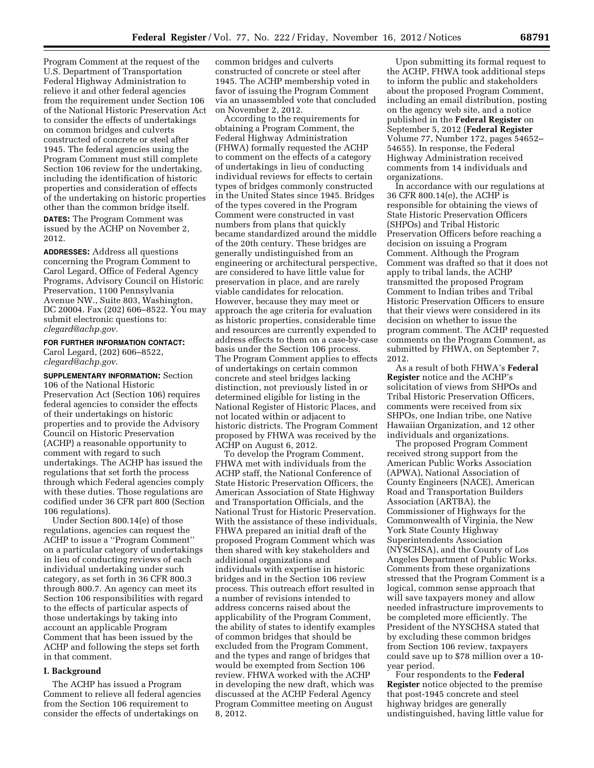Program Comment at the request of the U.S. Department of Transportation Federal Highway Administration to relieve it and other federal agencies from the requirement under Section 106 of the National Historic Preservation Act to consider the effects of undertakings on common bridges and culverts constructed of concrete or steel after 1945. The federal agencies using the Program Comment must still complete Section 106 review for the undertaking, including the identification of historic properties and consideration of effects of the undertaking on historic properties other than the common bridge itself.

**DATES:** The Program Comment was issued by the ACHP on November 2, 2012.

**ADDRESSES:** Address all questions concerning the Program Comment to Carol Legard, Office of Federal Agency Programs, Advisory Council on Historic Preservation, 1100 Pennsylvania Avenue NW., Suite 803, Washington, DC 20004. Fax (202) 606–8522. You may submit electronic questions to: *clegard@achp.gov*.

**FOR FURTHER INFORMATION CONTACT:** Carol Legard, (202) 606–8522, *clegard@achp.gov*.

**SUPPLEMENTARY INFORMATION:** Section 106 of the National Historic Preservation Act (Section 106) requires federal agencies to consider the effects of their undertakings on historic properties and to provide the Advisory Council on Historic Preservation (ACHP) a reasonable opportunity to comment with regard to such undertakings. The ACHP has issued the regulations that set forth the process through which Federal agencies comply with these duties. Those regulations are codified under 36 CFR part 800 (Section 106 regulations).

Under Section 800.14(e) of those regulations, agencies can request the ACHP to issue a ''Program Comment'' on a particular category of undertakings in lieu of conducting reviews of each individual undertaking under such category, as set forth in 36 CFR 800.3 through 800.7. An agency can meet its Section 106 responsibilities with regard to the effects of particular aspects of those undertakings by taking into account an applicable Program Comment that has been issued by the ACHP and following the steps set forth in that comment.

## I. Background

The ACHP has issued a Program Comment to relieve all federal agencies from the Section 106 requirement to consider the effects of undertakings on common bridges and culverts constructed of concrete or steel after 1945. The ACHP membership voted in favor of issuing the Program Comment via an unassembled vote that concluded on November 2, 2012.

According to the requirements for obtaining a Program Comment, the Federal Highway Administration (FHWA) formally requested the ACHP to comment on the effects of a category of undertakings in lieu of conducting individual reviews for effects to certain types of bridges commonly constructed in the United States since 1945. Bridges of the types covered in the Program Comment were constructed in vast numbers from plans that quickly became standardized around the middle of the 20th century. These bridges are generally undistinguished from an engineering or architectural perspective, are considered to have little value for preservation in place, and are rarely viable candidates for relocation. However, because they may meet or approach the age criteria for evaluation as historic properties, considerable time and resources are currently expended to address effects to them on a case-by-case basis under the Section 106 process. The Program Comment applies to effects of undertakings on certain common concrete and steel bridges lacking distinction, not previously listed in or determined eligible for listing in the National Register of Historic Places, and not located within or adjacent to historic districts. The Program Comment proposed by FHWA was received by the ACHP on August 6, 2012.

To develop the Program Comment, FHWA met with individuals from the ACHP staff, the National Conference of State Historic Preservation Officers, the American Association of State Highway and Transportation Officials, and the National Trust for Historic Preservation. With the assistance of these individuals, FHWA prepared an initial draft of the proposed Program Comment which was then shared with key stakeholders and additional organizations and individuals with expertise in historic bridges and in the Section 106 review process. This outreach effort resulted in a number of revisions intended to address concerns raised about the applicability of the Program Comment, the ability of states to identify examples of common bridges that should be excluded from the Program Comment, and the types and range of bridges that would be exempted from Section 106 review. FHWA worked with the ACHP in developing the new draft, which was discussed at the ACHP Federal Agency Program Committee meeting on August 8, 2012.

Upon submitting its formal request to the ACHP, FHWA took additional steps to inform the public and stakeholders about the proposed Program Comment, including an email distribution, posting on the agency web site, and a notice published in the **Federal Register** on September 5, 2012 (**Federal Register** Volume 77, Number 172, pages 54652–54655). In response, the Federal Highway Administration received comments from 14 individuals and organizations.

In accordance with our regulations at 36 CFR 800.14(e), the ACHP is responsible for obtaining the views of State Historic Preservation Officers (SHPOs) and Tribal Historic Preservation Officers before reaching a decision on issuing a Program Comment. Although the Program Comment was drafted so that it does not apply to tribal lands, the ACHP transmitted the proposed Program Comment to Indian tribes and Tribal Historic Preservation Officers to ensure that their views were considered in its decision on whether to issue the program comment. The ACHP requested comments on the Program Comment, as submitted by FHWA, on September 7, 2012.

As a result of both FHWA's **Federal Register** notice and the ACHP's solicitation of views from SHPOs and Tribal Historic Preservation Officers, comments were received from six SHPOs, one Indian tribe, one Native Hawaiian Organization, and 12 other individuals and organizations.

The proposed Program Comment received strong support from the American Public Works Association (APWA), National Association of County Engineers (NACE), American Road and Transportation Builders Association (ARTBA), the Commissioner of Highways for the Commonwealth of Virginia, the New York State County Highway Superintendents Association (NYSCHSA), and the County of Los Angeles Department of Public Works. Comments from these organizations stressed that the Program Comment is a logical, common sense approach that will save taxpayers money and allow needed infrastructure improvements to be completed more efficiently. The President of the NYSCHSA stated that by excluding these common bridges from Section 106 review, taxpayers could save up to $78 million over a 10-year period.

Four respondents to the **Federal Register** notice objected to the premise that post-1945 concrete and steel highway bridges are generally undistinguished, having little value for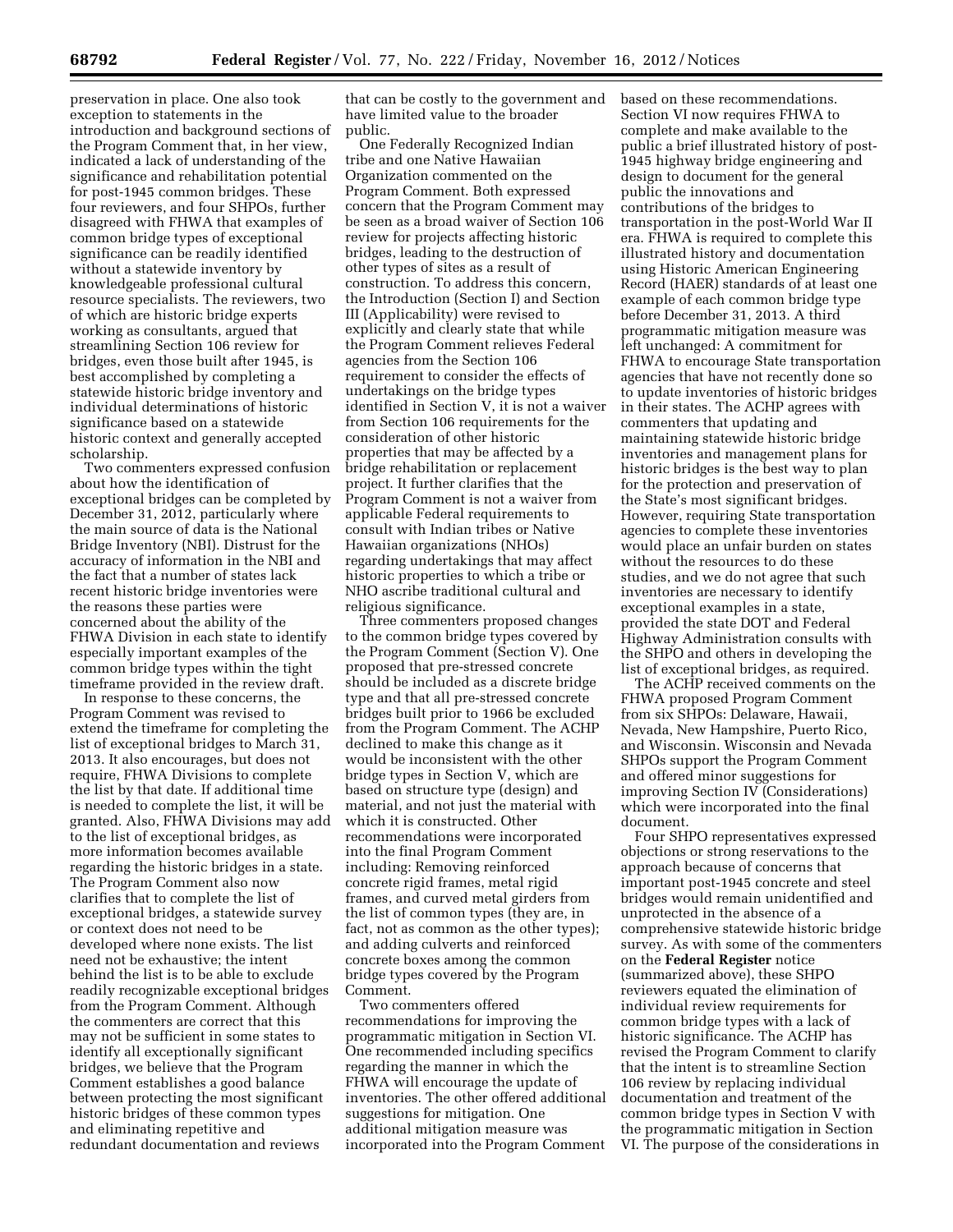preservation in place. One also took exception to statements in the introduction and background sections of the Program Comment that, in her view, indicated a lack of understanding of the significance and rehabilitation potential for post-1945 common bridges. These four reviewers, and four SHPOs, further disagreed with FHWA that examples of common bridge types of exceptional significance can be readily identified without a statewide inventory by knowledgeable professional cultural resource specialists. The reviewers, two of which are historic bridge experts working as consultants, argued that streamlining Section 106 review for bridges, even those built after 1945, is best accomplished by completing a statewide historic bridge inventory and individual determinations of historic significance based on a statewide historic context and generally accepted scholarship.

Two commenters expressed confusion about how the identification of exceptional bridges can be completed by December 31, 2012, particularly where the main source of data is the National Bridge Inventory (NBI). Distrust for the accuracy of information in the NBI and the fact that a number of states lack recent historic bridge inventories were the reasons these parties were concerned about the ability of the FHWA Division in each state to identify especially important examples of the common bridge types within the tight timeframe provided in the review draft.

In response to these concerns, the Program Comment was revised to extend the timeframe for completing the list of exceptional bridges to March 31, 2013. It also encourages, but does not require, FHWA Divisions to complete the list by that date. If additional time is needed to complete the list, it will be granted. Also, FHWA Divisions may add to the list of exceptional bridges, as more information becomes available regarding the historic bridges in a state. The Program Comment also now clarifies that to complete the list of exceptional bridges, a statewide survey or context does not need to be developed where none exists. The list need not be exhaustive; the intent behind the list is to be able to exclude readily recognizable exceptional bridges from the Program Comment. Although the commenters are correct that this may not be sufficient in some states to identify all exceptionally significant bridges, we believe that the Program Comment establishes a good balance between protecting the most significant historic bridges of these common types and eliminating repetitive and redundant documentation and reviews that can be costly to the government and have limited value to the broader public.

One Federally Recognized Indian tribe and one Native Hawaiian Organization commented on the Program Comment. Both expressed concern that the Program Comment may be seen as a broad waiver of Section 106 review for projects affecting historic bridges, leading to the destruction of other types of sites as a result of construction. To address this concern, the Introduction (Section I) and Section III (Applicability) were revised to explicitly and clearly state that while the Program Comment relieves Federal agencies from the Section 106 requirement to consider the effects of undertakings on the bridge types identified in Section V, it is not a waiver from Section 106 requirements for the consideration of other historic properties that may be affected by a bridge rehabilitation or replacement project. It further clarifies that the Program Comment is not a waiver from applicable Federal requirements to consult with Indian tribes or Native Hawaiian organizations (NHOs) regarding undertakings that may affect historic properties to which a tribe or NHO ascribe traditional cultural and religious significance.

Three commenters proposed changes to the common bridge types covered by the Program Comment (Section V). One proposed that pre-stressed concrete should be included as a discrete bridge type and that all pre-stressed concrete bridges built prior to 1966 be excluded from the Program Comment. The ACHP declined to make this change as it would be inconsistent with the other bridge types in Section V, which are based on structure type (design) and material, and not just the material with which it is constructed. Other recommendations were incorporated into the final Program Comment including: Removing reinforced concrete rigid frames, metal rigid frames, and curved metal girders from the list of common types (they are, in fact, not as common as the other types); and adding culverts and reinforced concrete boxes among the common bridge types covered by the Program Comment.

Two commenters offered recommendations for improving the programmatic mitigation in Section VI. One recommended including specifics regarding the manner in which the FHWA will encourage the update of inventories. The other offered additional suggestions for mitigation. One additional mitigation measure was incorporated into the Program Comment based on these recommendations. Section VI now requires FHWA to complete and make available to the public a brief illustrated history of post-1945 highway bridge engineering and design to document for the general public the innovations and contributions of the bridges to transportation in the post-World War II era. FHWA is required to complete this illustrated history and documentation using Historic American Engineering Record (HAER) standards of at least one example of each common bridge type before December 31, 2013. A third programmatic mitigation measure was left unchanged: A commitment for FHWA to encourage State transportation agencies that have not recently done so to update inventories of historic bridges in their states. The ACHP agrees with commenters that updating and maintaining statewide historic bridge inventories and management plans for historic bridges is the best way to plan for the protection and preservation of the State's most significant bridges. However, requiring State transportation agencies to complete these inventories would place an unfair burden on states without the resources to do these studies, and we do not agree that such inventories are necessary to identify exceptional examples in a state, provided the state DOT and Federal Highway Administration consults with the SHPO and others in developing the list of exceptional bridges, as required.

The ACHP received comments on the FHWA proposed Program Comment from six SHPOs: Delaware, Hawaii, Nevada, New Hampshire, Puerto Rico, and Wisconsin. Wisconsin and Nevada SHPOs support the Program Comment and offered minor suggestions for improving Section IV (Considerations) which were incorporated into the final document.

Four SHPO representatives expressed objections or strong reservations to the approach because of concerns that important post-1945 concrete and steel bridges would remain unidentified and unprotected in the absence of a comprehensive statewide historic bridge survey. As with some of the commenters on the **Federal Register** notice (summarized above), these SHPO reviewers equated the elimination of individual review requirements for common bridge types with a lack of historic significance. The ACHP has revised the Program Comment to clarify that the intent is to streamline Section 106 review by replacing individual documentation and treatment of the common bridge types in Section V with the programmatic mitigation in Section VI. The purpose of the considerations in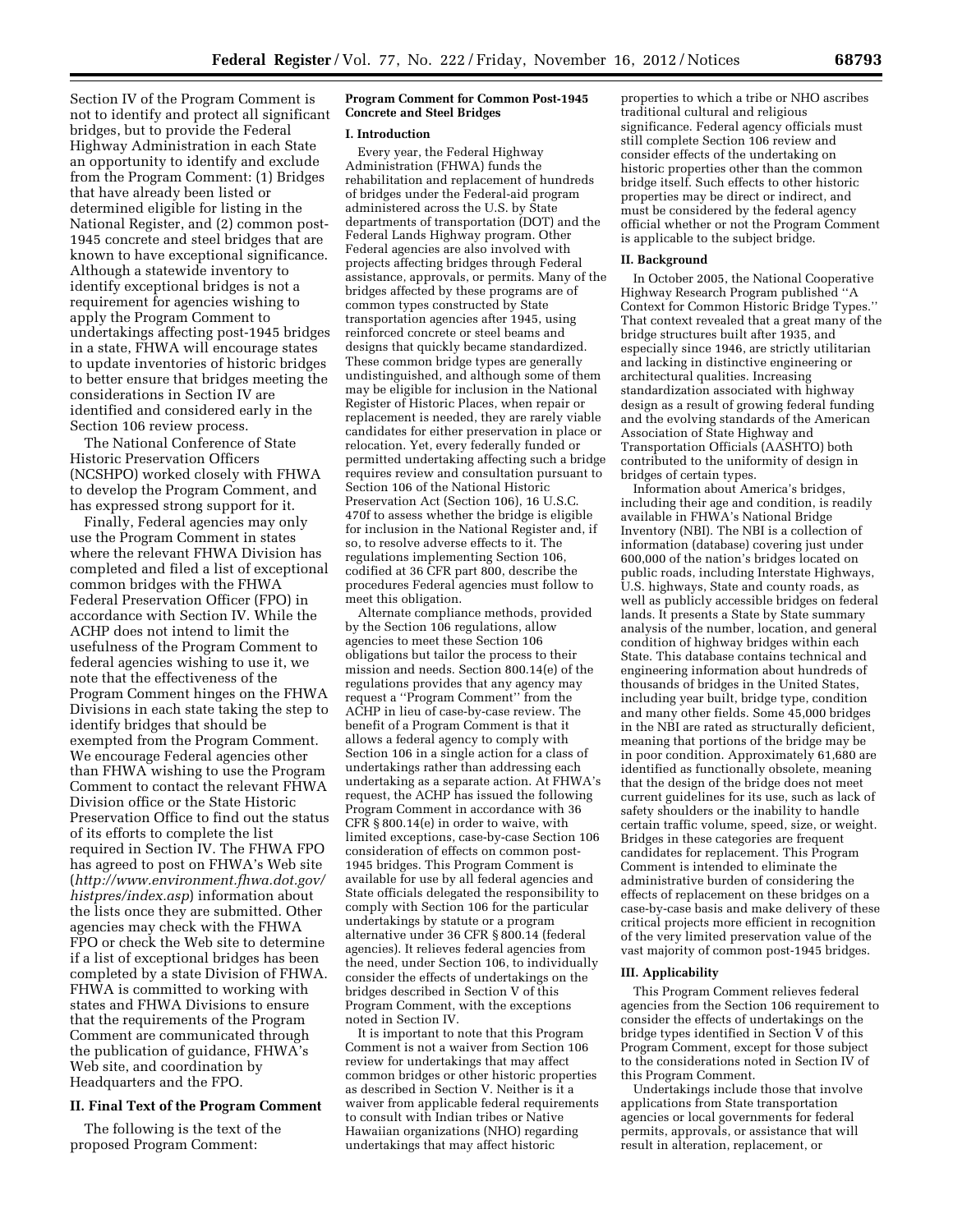Section IV of the Program Comment is not to identify and protect all significant bridges, but to provide the Federal Highway Administration in each State an opportunity to identify and exclude from the Program Comment: (1) Bridges that have already been listed or determined eligible for listing in the National Register, and (2) common post-1945 concrete and steel bridges that are known to have exceptional significance. Although a statewide inventory to identify exceptional bridges is not a requirement for agencies wishing to apply the Program Comment to undertakings affecting post-1945 bridges in a state, FHWA will encourage states to update inventories of historic bridges to better ensure that bridges meeting the considerations in Section IV are identified and considered early in the Section 106 review process.

The National Conference of State Historic Preservation Officers (NCSHPO) worked closely with FHWA to develop the Program Comment, and has expressed strong support for it.

Finally, Federal agencies may only use the Program Comment in states where the relevant FHWA Division has completed and filed a list of exceptional common bridges with the FHWA Federal Preservation Officer (FPO) in accordance with Section IV. While the ACHP does not intend to limit the usefulness of the Program Comment to federal agencies wishing to use it, we note that the effectiveness of the Program Comment hinges on the FHWA Divisions in each state taking the step to identify bridges that should be exempted from the Program Comment. We encourage Federal agencies other than FHWA wishing to use the Program Comment to contact the relevant FHWA Division office or the State Historic Preservation Office to find out the status of its efforts to complete the list required in Section IV. The FHWA FPO has agreed to post on FHWA's Web site (*http://www.environment.fhwa.dot.gov/histpres/index.asp*) information about the lists once they are submitted. Other agencies may check with the FHWA FPO or check the Web site to determine if a list of exceptional bridges has been completed by a state Division of FHWA. FHWA is committed to working with states and FHWA Divisions to ensure that the requirements of the Program Comment are communicated through the publication of guidance, FHWA's Web site, and coordination by Headquarters and the FPO.

## II. Final Text of the Program Comment

The following is the text of the proposed Program Comment:

### Program Comment for Common Post-1945 Concrete and Steel Bridges

#### I. Introduction

Every year, the Federal Highway Administration (FHWA) funds the rehabilitation and replacement of hundreds of bridges under the Federal-aid program administered across the U.S. by State departments of transportation (DOT) and the Federal Lands Highway program. Other Federal agencies are also involved with projects affecting bridges through Federal assistance, approvals, or permits. Many of the bridges affected by these programs are of common types constructed by State transportation agencies after 1945, using reinforced concrete or steel beams and designs that quickly became standardized. These common bridge types are generally undistinguished, and although some of them may be eligible for inclusion in the National Register of Historic Places, when repair or replacement is needed, they are rarely viable candidates for either preservation in place or relocation. Yet, every federally funded or permitted undertaking affecting such a bridge requires review and consultation pursuant to Section 106 of the National Historic Preservation Act (Section 106), 16 U.S.C. 470f to assess whether the bridge is eligible for inclusion in the National Register and, if so, to resolve adverse effects to it. The regulations implementing Section 106, codified at 36 CFR part 800, describe the procedures Federal agencies must follow to meet this obligation.

Alternate compliance methods, provided by the Section 106 regulations, allow agencies to meet these Section 106 obligations but tailor the process to their mission and needs. Section 800.14(e) of the regulations provides that any agency may request a ''Program Comment'' from the ACHP in lieu of case-by-case review. The benefit of a Program Comment is that it allows a federal agency to comply with Section 106 in a single action for a class of undertakings rather than addressing each undertaking as a separate action. At FHWA's request, the ACHP has issued the following Program Comment in accordance with 36 CFR § 800.14(e) in order to waive, with limited exceptions, case-by-case Section 106 consideration of effects on common post-1945 bridges. This Program Comment is available for use by all federal agencies and State officials delegated the responsibility to comply with Section 106 for the particular undertakings by statute or a program alternative under 36 CFR § 800.14 (federal agencies). It relieves federal agencies from the need, under Section 106, to individually consider the effects of undertakings on the bridges described in Section V of this Program Comment, with the exceptions noted in Section IV.

It is important to note that this Program Comment is not a waiver from Section 106 review for undertakings that may affect common bridges or other historic properties as described in Section V. Neither is it a waiver from applicable federal requirements to consult with Indian tribes or Native Hawaiian organizations (NHO) regarding undertakings that may affect historic properties to which a tribe or NHO ascribes traditional cultural and religious significance. Federal agency officials must still complete Section 106 review and consider effects of the undertaking on historic properties other than the common bridge itself. Such effects to other historic properties may be direct or indirect, and must be considered by the federal agency official whether or not the Program Comment is applicable to the subject bridge.

#### II. Background

In October 2005, the National Cooperative Highway Research Program published ''A Context for Common Historic Bridge Types.'' That context revealed that a great many of the bridge structures built after 1935, and especially since 1946, are strictly utilitarian and lacking in distinctive engineering or architectural qualities. Increasing standardization associated with highway design as a result of growing federal funding and the evolving standards of the American Association of State Highway and Transportation Officials (AASHTO) both contributed to the uniformity of design in bridges of certain types.

Information about America's bridges, including their age and condition, is readily available in FHWA's National Bridge Inventory (NBI). The NBI is a collection of information (database) covering just under 600,000 of the nation's bridges located on public roads, including Interstate Highways, U.S. highways, State and county roads, as well as publicly accessible bridges on federal lands. It presents a State by State summary analysis of the number, location, and general condition of highway bridges within each State. This database contains technical and engineering information about hundreds of thousands of bridges in the United States, including year built, bridge type, condition and many other fields. Some 45,000 bridges in the NBI are rated as structurally deficient, meaning that portions of the bridge may be in poor condition. Approximately 61,680 are identified as functionally obsolete, meaning that the design of the bridge does not meet current guidelines for its use, such as lack of safety shoulders or the inability to handle certain traffic volume, speed, size, or weight. Bridges in these categories are frequent candidates for replacement. This Program Comment is intended to eliminate the administrative burden of considering the effects of replacement on these bridges on a case-by-case basis and make delivery of these critical projects more efficient in recognition of the very limited preservation value of the vast majority of common post-1945 bridges.

#### III. Applicability

This Program Comment relieves federal agencies from the Section 106 requirement to consider the effects of undertakings on the bridge types identified in Section V of this Program Comment, except for those subject to the considerations noted in Section IV of this Program Comment.

Undertakings include those that involve applications from State transportation agencies or local governments for federal permits, approvals, or assistance that will result in alteration, replacement, or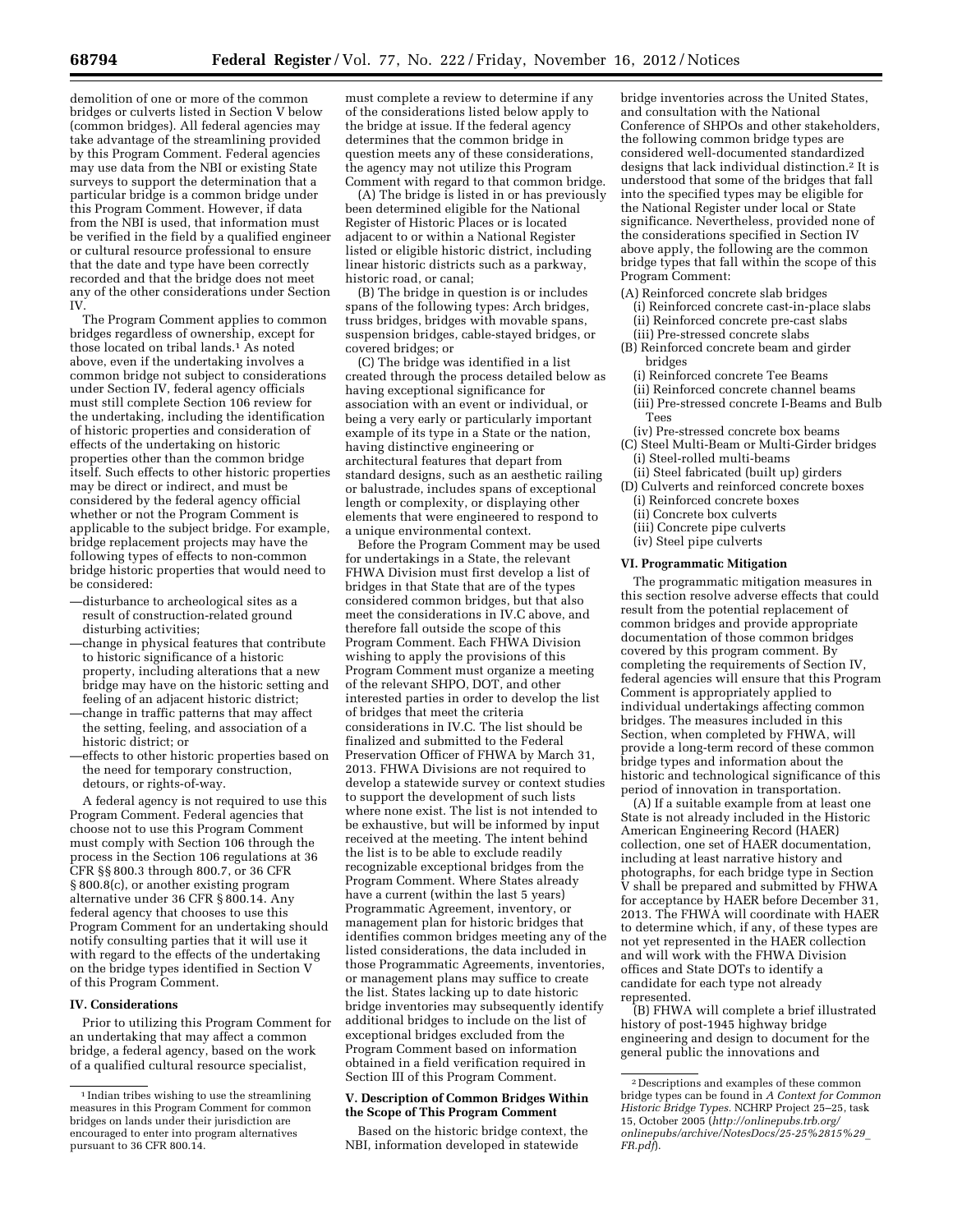demolition of one or more of the common bridges or culverts listed in Section V below (common bridges). All federal agencies may take advantage of the streamlining provided by this Program Comment. Federal agencies may use data from the NBI or existing State surveys to support the determination that a particular bridge is a common bridge under this Program Comment. However, if data from the NBI is used, that information must be verified in the field by a qualified engineer or cultural resource professional to ensure that the date and type have been correctly recorded and that the bridge does not meet any of the other considerations under Section IV.

The Program Comment applies to common bridges regardless of ownership, except for those located on tribal lands.[1] As noted above, even if the undertaking involves a common bridge not subject to considerations under Section IV, federal agency officials must still complete Section 106 review for the undertaking, including the identification of historic properties and consideration of effects of the undertaking on historic properties other than the common bridge itself. Such effects to other historic properties may be direct or indirect, and must be considered by the federal agency official whether or not the Program Comment is applicable to the subject bridge. For example, bridge replacement projects may have the following types of effects to non-common bridge historic properties that would need to be considered:

—disturbance to archeological sites as a result of construction-related ground disturbing activities;

—change in physical features that contribute to historic significance of a historic property, including alterations that a new bridge may have on the historic setting and feeling of an adjacent historic district;

—change in traffic patterns that may affect the setting, feeling, and association of a historic district; or

—effects to other historic properties based on the need for temporary construction, detours, or rights-of-way.

A federal agency is not required to use this Program Comment. Federal agencies that choose not to use this Program Comment must comply with Section 106 through the process in the Section 106 regulations at 36 CFR §§ 800.3 through 800.7, or 36 CFR § 800.8(c), or another existing program alternative under 36 CFR § 800.14. Any federal agency that chooses to use this Program Comment for an undertaking should notify consulting parties that it will use it with regard to the effects of the undertaking on the bridge types identified in Section V of this Program Comment.

## IV. Considerations

Prior to utilizing this Program Comment for an undertaking that may affect a common bridge, a federal agency, based on the work of a qualified cultural resource specialist, must complete a review to determine if any of the considerations listed below apply to the bridge at issue. If the federal agency determines that the common bridge in question meets any of these considerations, the agency may not utilize this Program Comment with regard to that common bridge.

(A) The bridge is listed in or has previously been determined eligible for the National Register of Historic Places or is located adjacent to or within a National Register listed or eligible historic district, including linear historic districts such as a parkway, historic road, or canal;

(B) The bridge in question is or includes spans of the following types: Arch bridges, truss bridges, bridges with movable spans, suspension bridges, cable-stayed bridges, or covered bridges; or

(C) The bridge was identified in a list created through the process detailed below as having exceptional significance for association with an event or individual, or being a very early or particularly important example of its type in a State or the nation, having distinctive engineering or architectural features that depart from standard designs, such as an aesthetic railing or balustrade, includes spans of exceptional length or complexity, or displaying other elements that were engineered to respond to a unique environmental context.

Before the Program Comment may be used for undertakings in a State, the relevant FHWA Division must first develop a list of bridges in that State that are of the types considered common bridges, but that also meet the considerations in IV.C above, and therefore fall outside the scope of this Program Comment. Each FHWA Division wishing to apply the provisions of this Program Comment must organize a meeting of the relevant SHPO, DOT, and other interested parties in order to develop the list of bridges that meet the criteria considerations in IV.C. The list should be finalized and submitted to the Federal Preservation Officer of FHWA by March 31, 2013. FHWA Divisions are not required to develop a statewide survey or context studies to support the development of such lists where none exist. The list is not intended to be exhaustive, but will be informed by input received at the meeting. The intent behind the list is to be able to exclude readily recognizable exceptional bridges from the Program Comment. Where States already have a current (within the last 5 years) Programmatic Agreement, inventory, or management plan for historic bridges that identifies common bridges meeting any of the listed considerations, the data included in those Programmatic Agreements, inventories, or management plans may suffice to create the list. States lacking up to date historic bridge inventories may subsequently identify additional bridges to include on the list of exceptional bridges excluded from the Program Comment based on information obtained in a field verification required in Section III of this Program Comment.

## V. Description of Common Bridges Within the Scope of This Program Comment

Based on the historic bridge context, the NBI, information developed in statewide bridge inventories across the United States, and consultation with the National Conference of SHPOs and other stakeholders, the following common bridge types are considered well-documented standardized designs that lack individual distinction.[2] It is understood that some of the bridges that fall into the specified types may be eligible for the National Register under local or State significance. Nevertheless, provided none of the considerations specified in Section IV above apply, the following are the common bridge types that fall within the scope of this Program Comment:

(A) Reinforced concrete slab bridges
- (i) Reinforced concrete cast-in-place slabs
- (ii) Reinforced concrete pre-cast slabs
- (iii) Pre-stressed concrete slabs

(B) Reinforced concrete beam and girder bridges
- (i) Reinforced concrete Tee Beams
- (ii) Reinforced concrete channel beams
- (iii) Pre-stressed concrete I-Beams and Bulb Tees
- (iv) Pre-stressed concrete box beams

(C) Steel Multi-Beam or Multi-Girder bridges
- (i) Steel-rolled multi-beams
- (ii) Steel fabricated (built up) girders

(D) Culverts and reinforced concrete boxes
- (i) Reinforced concrete boxes
- (ii) Concrete box culverts
- (iii) Concrete pipe culverts
- (iv) Steel pipe culverts

## VI. Programmatic Mitigation

The programmatic mitigation measures in this section resolve adverse effects that could result from the potential replacement of common bridges and provide appropriate documentation of those common bridges covered by this program comment. By completing the requirements of Section IV, federal agencies will ensure that this Program Comment is appropriately applied to individual undertakings affecting common bridges. The measures included in this Section, when completed by FHWA, will provide a long-term record of these common bridge types and information about the historic and technological significance of this period of innovation in transportation.

(A) If a suitable example from at least one State is not already included in the Historic American Engineering Record (HAER) collection, one set of HAER documentation, including at least narrative history and photographs, for each bridge type in Section V shall be prepared and submitted by FHWA for acceptance by HAER before December 31, 2013. The FHWA will coordinate with HAER to determine which, if any, of these types are not yet represented in the HAER collection and will work with the FHWA Division offices and State DOTs to identify a candidate for each type not already represented.

(B) FHWA will complete a brief illustrated history of post-1945 highway bridge engineering and design to document for the general public the innovations and

---

[1] Indian tribes wishing to use the streamlining measures in this Program Comment for common bridges on lands under their jurisdiction are encouraged to enter into program alternatives pursuant to 36 CFR 800.14.

[2] Descriptions and examples of these common bridge types can be found in *A Context for Common Historic Bridge Types*. NCHRP Project 25–25, task 15, October 2005 (*http://onlinepubs.trb.org/onlinepubs/archive/NotesDocs/25-25%2815%29_FR.pdf*).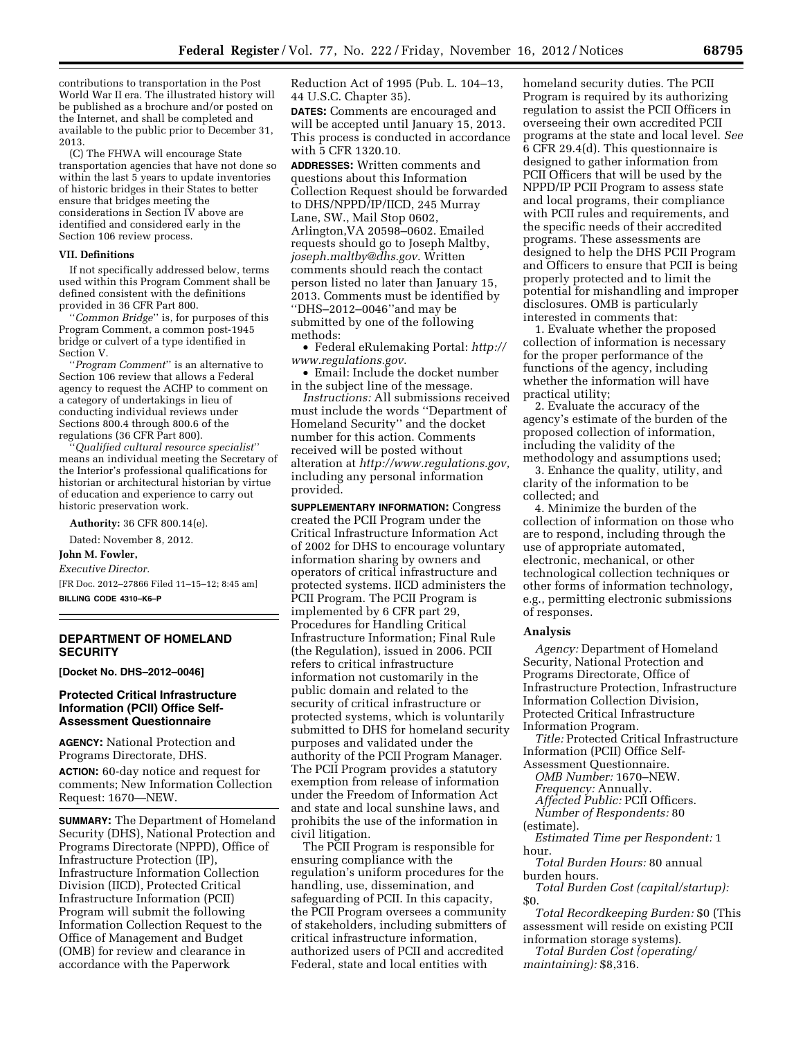contributions to transportation in the Post World War II era. The illustrated history will be published as a brochure and/or posted on the Internet, and shall be completed and available to the public prior to December 31, 2013.

(C) The FHWA will encourage State transportation agencies that have not done so within the last 5 years to update inventories of historic bridges in their States to better ensure that bridges meeting the considerations in Section IV above are identified and considered early in the Section 106 review process.

**VII. Definitions**

If not specifically addressed below, terms used within this Program Comment shall be defined consistent with the definitions provided in 36 CFR Part 800.

''*Common Bridge*'' is, for purposes of this Program Comment, a common post-1945 bridge or culvert of a type identified in Section V.

''*Program Comment*'' is an alternative to Section 106 review that allows a Federal agency to request the ACHP to comment on a category of undertakings in lieu of conducting individual reviews under Sections 800.4 through 800.6 of the regulations (36 CFR Part 800).

''*Qualified cultural resource specialist*'' means an individual meeting the Secretary of the Interior's professional qualifications for historian or architectural historian by virtue of education and experience to carry out historic preservation work.

**Authority:** 36 CFR 800.14(e).

Dated: November 8, 2012.

**John M. Fowler,**

*Executive Director.*

[FR Doc. 2012–27866 Filed 11–15–12; 8:45 am]

**BILLING CODE 4310–K6–P**

## DEPARTMENT OF HOMELAND SECURITY

**[Docket No. DHS–2012–0046]**

### Protected Critical Infrastructure Information (PCII) Office Self-Assessment Questionnaire

**AGENCY:** National Protection and Programs Directorate, DHS.

**ACTION:** 60-day notice and request for comments; New Information Collection Request: 1670—NEW.

**SUMMARY:** The Department of Homeland Security (DHS), National Protection and Programs Directorate (NPPD), Office of Infrastructure Protection (IP), Infrastructure Information Collection Division (IICD), Protected Critical Infrastructure Information (PCII) Program will submit the following Information Collection Request to the Office of Management and Budget (OMB) for review and clearance in accordance with the Paperwork Reduction Act of 1995 (Pub. L. 104–13, 44 U.S.C. Chapter 35).

**DATES:** Comments are encouraged and will be accepted until January 15, 2013. This process is conducted in accordance with 5 CFR 1320.10.

**ADDRESSES:** Written comments and questions about this Information Collection Request should be forwarded to DHS/NPPD/IP/IICD, 245 Murray Lane, SW., Mail Stop 0602, Arlington,VA 20598–0602. Emailed requests should go to Joseph Maltby, *joseph.maltby@dhs.gov*. Written comments should reach the contact person listed no later than January 15, 2013. Comments must be identified by ''DHS–2012–0046''and may be submitted by one of the following methods:

- Federal eRulemaking Portal: *http://www.regulations.gov*.
- Email: Include the docket number in the subject line of the message.

*Instructions:* All submissions received must include the words ''Department of Homeland Security'' and the docket number for this action. Comments received will be posted without alteration at *http://www.regulations.gov,* including any personal information provided.

**SUPPLEMENTARY INFORMATION:** Congress created the PCII Program under the Critical Infrastructure Information Act of 2002 for DHS to encourage voluntary information sharing by owners and operators of critical infrastructure and protected systems. IICD administers the PCII Program. The PCII Program is implemented by 6 CFR part 29, Procedures for Handling Critical Infrastructure Information; Final Rule (the Regulation), issued in 2006. PCII refers to critical infrastructure information not customarily in the public domain and related to the security of critical infrastructure or protected systems, which is voluntarily submitted to DHS for homeland security purposes and validated under the authority of the PCII Program Manager. The PCII Program provides a statutory exemption from release of information under the Freedom of Information Act and state and local sunshine laws, and prohibits the use of the information in civil litigation.

The PCII Program is responsible for ensuring compliance with the regulation's uniform procedures for the handling, use, dissemination, and safeguarding of PCII. In this capacity, the PCII Program oversees a community of stakeholders, including submitters of critical infrastructure information, authorized users of PCII and accredited Federal, state and local entities with homeland security duties. The PCII Program is required by its authorizing regulation to assist the PCII Officers in overseeing their own accredited PCII programs at the state and local level. *See* 6 CFR 29.4(d). This questionnaire is designed to gather information from PCII Officers that will be used by the NPPD/IP PCII Program to assess state and local programs, their compliance with PCII rules and requirements, and the specific needs of their accredited programs. These assessments are designed to help the DHS PCII Program and Officers to ensure that PCII is being properly protected and to limit the potential for mishandling and improper disclosures. OMB is particularly interested in comments that:

1. Evaluate whether the proposed collection of information is necessary for the proper performance of the functions of the agency, including whether the information will have practical utility;
2. Evaluate the accuracy of the agency's estimate of the burden of the proposed collection of information, including the validity of the methodology and assumptions used;
3. Enhance the quality, utility, and clarity of the information to be collected; and
4. Minimize the burden of the collection of information on those who are to respond, including through the use of appropriate automated, electronic, mechanical, or other technological collection techniques or other forms of information technology, e.g., permitting electronic submissions of responses.

**Analysis**

*Agency:* Department of Homeland Security, National Protection and Programs Directorate, Office of Infrastructure Protection, Infrastructure Information Collection Division, Protected Critical Infrastructure Information Program.

*Title:* Protected Critical Infrastructure Information (PCII) Office Self-Assessment Questionnaire.

*OMB Number:* 1670–NEW.

*Frequency:* Annually.

*Affected Public:* PCII Officers.

*Number of Respondents:* 80 (estimate).

*Estimated Time per Respondent:* 1 hour.

*Total Burden Hours:* 80 annual burden hours.

*Total Burden Cost (capital/startup):* $0.

*Total Recordkeeping Burden:* $0 (This assessment will reside on existing PCII information storage systems).

*Total Burden Cost (operating/maintaining):* $8,316.